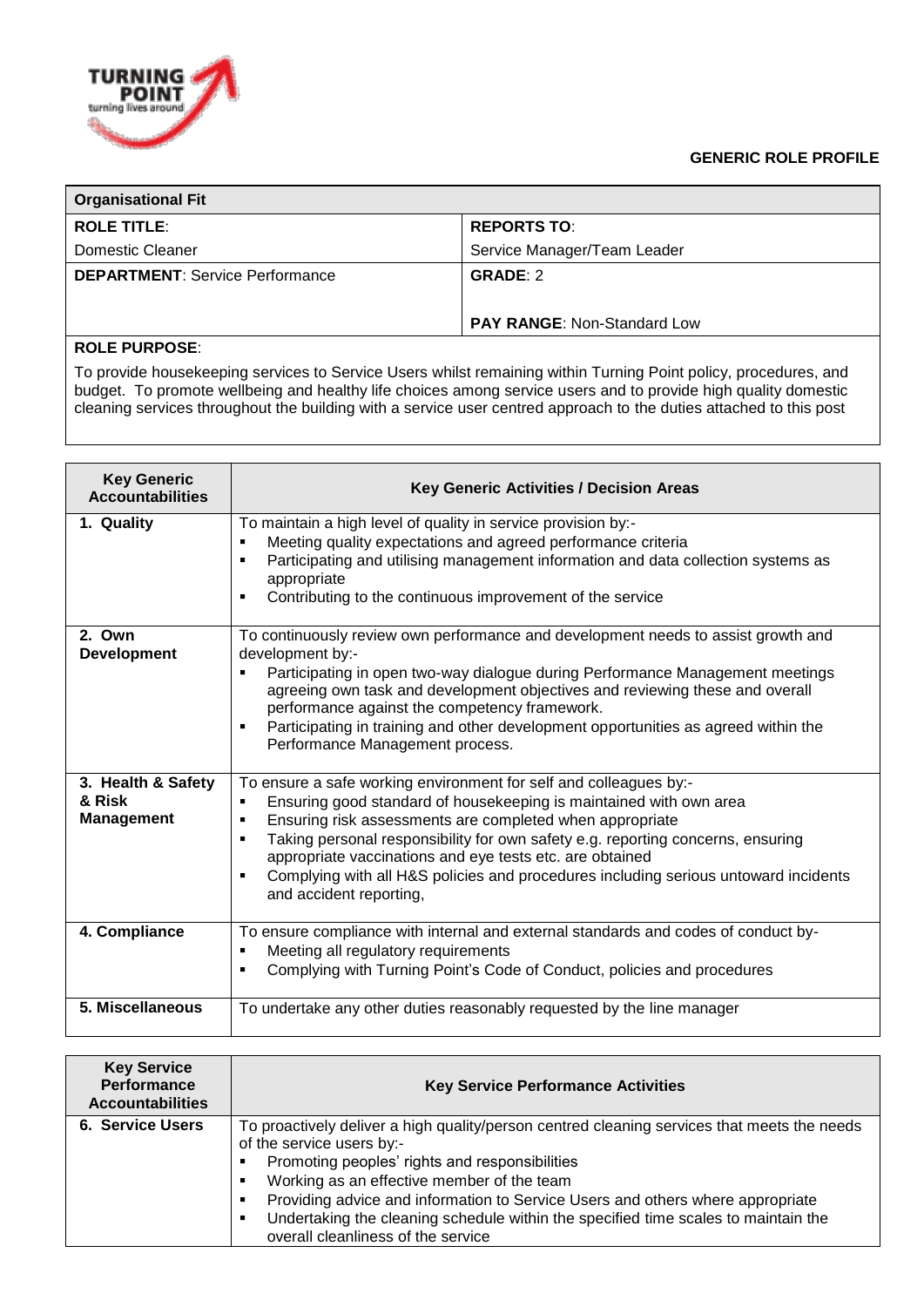**GENERIC ROLE PROFILE**

| **Organisational Fit** | |
|---|---|
| **ROLE TITLE**: | **REPORTS TO**: |
| Domestic Cleaner | Service Manager/Team Leader |
| **DEPARTMENT**: Service Performance | **GRADE**: 2<br><br>**PAY RANGE**: Non-Standard Low |

**ROLE PURPOSE**:

To provide housekeeping services to Service Users whilst remaining within Turning Point policy, procedures, and budget. To promote wellbeing and healthy life choices among service users and to provide high quality domestic cleaning services throughout the building with a service user centred approach to the duties attached to this post

| Key Generic Accountabilities | Key Generic Activities / Decision Areas |
|---|---|
| **1. Quality** | To maintain a high level of quality in service provision by:-<br>▪ Meeting quality expectations and agreed performance criteria<br>▪ Participating and utilising management information and data collection systems as appropriate<br>▪ Contributing to the continuous improvement of the service |
| **2. Own Development** | To continuously review own performance and development needs to assist growth and development by:-<br>▪ Participating in open two-way dialogue during Performance Management meetings agreeing own task and development objectives and reviewing these and overall performance against the competency framework.<br>▪ Participating in training and other development opportunities as agreed within the Performance Management process. |
| **3. Health & Safety & Risk Management** | To ensure a safe working environment for self and colleagues by:-<br>▪ Ensuring good standard of housekeeping is maintained with own area<br>▪ Ensuring risk assessments are completed when appropriate<br>▪ Taking personal responsibility for own safety e.g. reporting concerns, ensuring appropriate vaccinations and eye tests etc. are obtained<br>▪ Complying with all H&S policies and procedures including serious untoward incidents and accident reporting, |
| **4. Compliance** | To ensure compliance with internal and external standards and codes of conduct by-<br>▪ Meeting all regulatory requirements<br>▪ Complying with Turning Point's Code of Conduct, policies and procedures |
| **5. Miscellaneous** | To undertake any other duties reasonably requested by the line manager |

| Key Service Performance Accountabilities | Key Service Performance Activities |
|---|---|
| **6. Service Users** | To proactively deliver a high quality/person centred cleaning services that meets the needs of the service users by:-<br>▪ Promoting peoples' rights and responsibilities<br>▪ Working as an effective member of the team<br>▪ Providing advice and information to Service Users and others where appropriate<br>▪ Undertaking the cleaning schedule within the specified time scales to maintain the overall cleanliness of the service |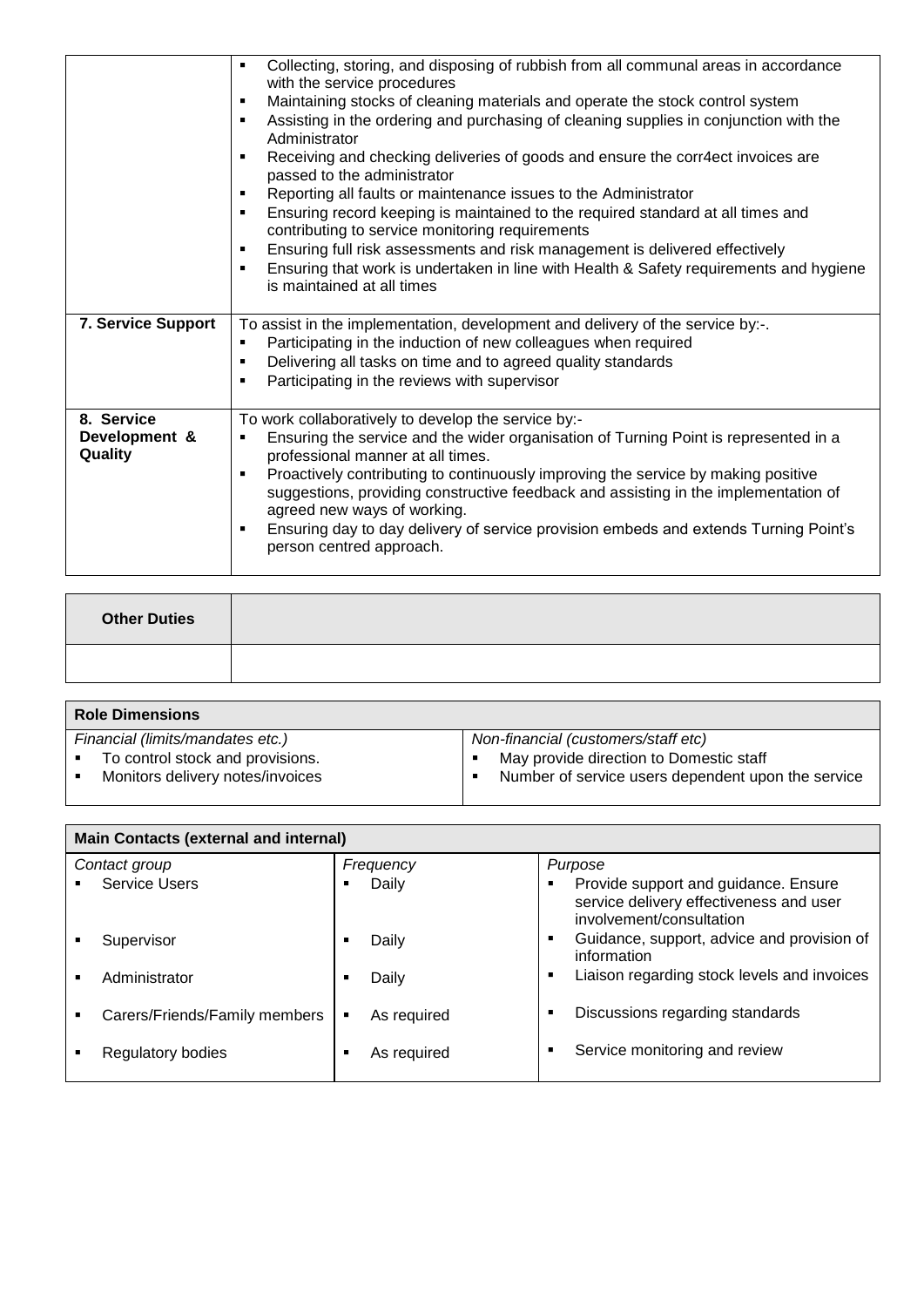| | |
|---|---|
| | ▪ Collecting, storing, and disposing of rubbish from all communal areas in accordance with the service procedures<br>▪ Maintaining stocks of cleaning materials and operate the stock control system<br>▪ Assisting in the ordering and purchasing of cleaning supplies in conjunction with the Administrator<br>▪ Receiving and checking deliveries of goods and ensure the corr4ect invoices are passed to the administrator<br>▪ Reporting all faults or maintenance issues to the Administrator<br>▪ Ensuring record keeping is maintained to the required standard at all times and contributing to service monitoring requirements<br>▪ Ensuring full risk assessments and risk management is delivered effectively<br>▪ Ensuring that work is undertaken in line with Health & Safety requirements and hygiene is maintained at all times |
| **7. Service Support** | To assist in the implementation, development and delivery of the service by:-.<br>▪ Participating in the induction of new colleagues when required<br>▪ Delivering all tasks on time and to agreed quality standards<br>▪ Participating in the reviews with supervisor |
| **8. Service Development & Quality** | To work collaboratively to develop the service by:-<br>▪ Ensuring the service and the wider organisation of Turning Point is represented in a professional manner at all times.<br>▪ Proactively contributing to continuously improving the service by making positive suggestions, providing constructive feedback and assisting in the implementation of agreed new ways of working.<br>▪ Ensuring day to day delivery of service provision embeds and extends Turning Point's person centred approach. |

| **Other Duties** | |
|---|---|
| | |

| **Role Dimensions** | |
|---|---|
| *Financial (limits/mandates etc.)*<br>▪ To control stock and provisions.<br>▪ Monitors delivery notes/invoices | *Non-financial (customers/staff etc)*<br>▪ May provide direction to Domestic staff<br>▪ Number of service users dependent upon the service |

| **Main Contacts (external and internal)** | | |
|---|---|---|
| *Contact group* | *Frequency* | *Purpose* |
| ▪ Service Users | ▪ Daily | ▪ Provide support and guidance. Ensure service delivery effectiveness and user involvement/consultation |
| ▪ Supervisor | ▪ Daily | ▪ Guidance, support, advice and provision of information |
| ▪ Administrator | ▪ Daily | ▪ Liaison regarding stock levels and invoices |
| ▪ Carers/Friends/Family members | ▪ As required | ▪ Discussions regarding standards |
| ▪ Regulatory bodies | ▪ As required | ▪ Service monitoring and review |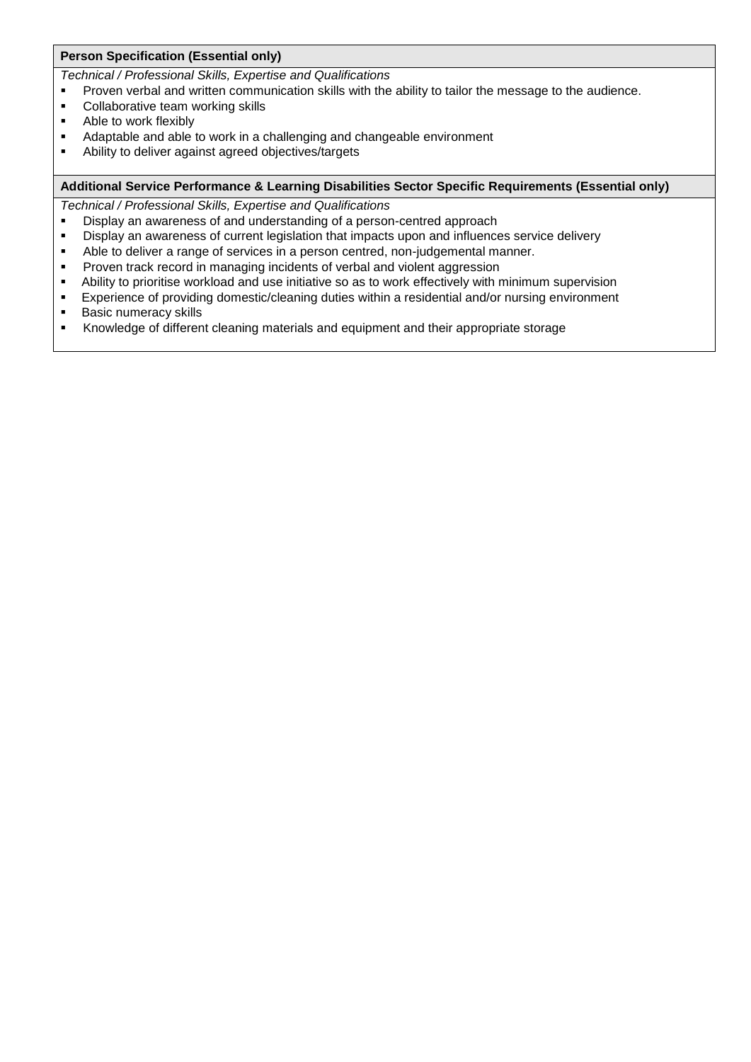**Person Specification (Essential only)**

*Technical / Professional Skills, Expertise and Qualifications*

- Proven verbal and written communication skills with the ability to tailor the message to the audience.
- Collaborative team working skills
- Able to work flexibly
- Adaptable and able to work in a challenging and changeable environment
- Ability to deliver against agreed objectives/targets

**Additional Service Performance & Learning Disabilities Sector Specific Requirements (Essential only)**

*Technical / Professional Skills, Expertise and Qualifications*

- Display an awareness of and understanding of a person-centred approach
- Display an awareness of current legislation that impacts upon and influences service delivery
- Able to deliver a range of services in a person centred, non-judgemental manner.
- Proven track record in managing incidents of verbal and violent aggression
- Ability to prioritise workload and use initiative so as to work effectively with minimum supervision
- Experience of providing domestic/cleaning duties within a residential and/or nursing environment
- Basic numeracy skills
- Knowledge of different cleaning materials and equipment and their appropriate storage